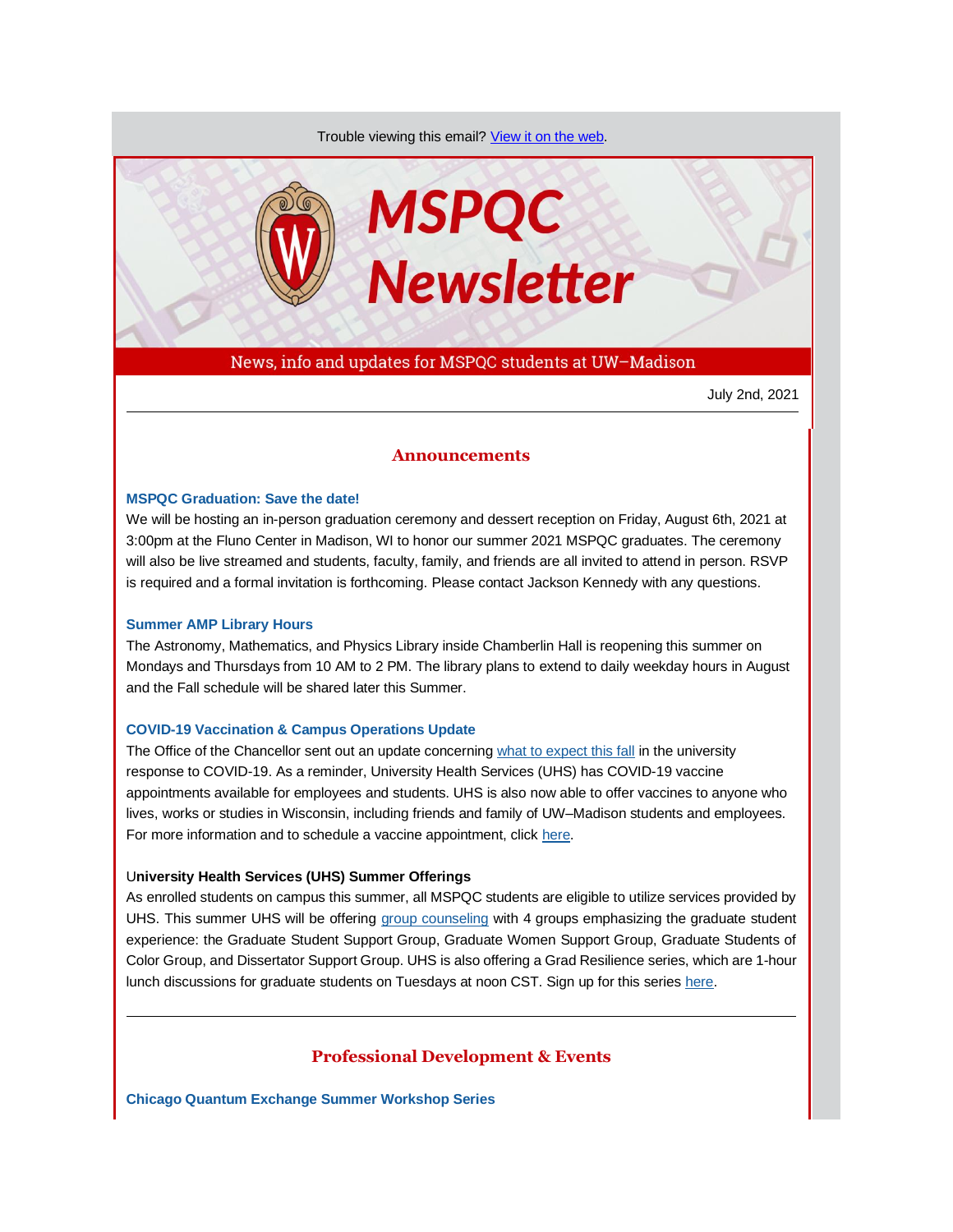Trouble viewing this email? View it on the web.

# MSPQC Newsletter

News, info and updates for MSPQC students at UW–Madison

July 2nd, 2021

---

## Announcements

### MSPQC Graduation: Save the date!

We will be hosting an in-person graduation ceremony and dessert reception on Friday, August 6th, 2021 at 3:00pm at the Fluno Center in Madison, WI to honor our summer 2021 MSPQC graduates. The ceremony will also be live streamed and students, faculty, family, and friends are all invited to attend in person. RSVP is required and a formal invitation is forthcoming. Please contact Jackson Kennedy with any questions.

### Summer AMP Library Hours

The Astronomy, Mathematics, and Physics Library inside Chamberlin Hall is reopening this summer on Mondays and Thursdays from 10 AM to 2 PM. The library plans to extend to daily weekday hours in August and the Fall schedule will be shared later this Summer.

### COVID-19 Vaccination & Campus Operations Update

The Office of the Chancellor sent out an update concerning what to expect this fall in the university response to COVID-19. As a reminder, University Health Services (UHS) has COVID-19 vaccine appointments available for employees and students. UHS is also now able to offer vaccines to anyone who lives, works or studies in Wisconsin, including friends and family of UW–Madison students and employees. For more information and to schedule a vaccine appointment, click here.

### University Health Services (UHS) Summer Offerings

As enrolled students on campus this summer, all MSPQC students are eligible to utilize services provided by UHS. This summer UHS will be offering group counseling with 4 groups emphasizing the graduate student experience: the Graduate Student Support Group, Graduate Women Support Group, Graduate Students of Color Group, and Dissertator Support Group. UHS is also offering a Grad Resilience series, which are 1-hour lunch discussions for graduate students on Tuesdays at noon CST. Sign up for this series here.

---

## Professional Development & Events

### Chicago Quantum Exchange Summer Workshop Series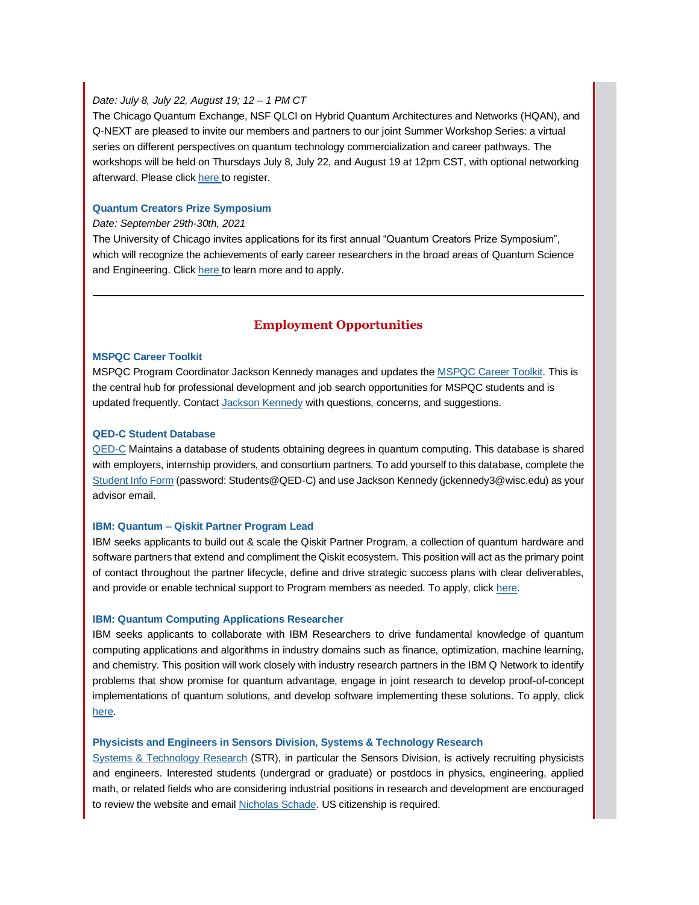*Date: July 8, July 22, August 19; 12 – 1 PM CT*

The Chicago Quantum Exchange, NSF QLCI on Hybrid Quantum Architectures and Networks (HQAN), and Q-NEXT are pleased to invite our members and partners to our joint Summer Workshop Series: a virtual series on different perspectives on quantum technology commercialization and career pathways. The workshops will be held on Thursdays July 8, July 22, and August 19 at 12pm CST, with optional networking afterward. Please click here to register.

### Quantum Creators Prize Symposium

*Date: September 29th-30th, 2021*

The University of Chicago invites applications for its first annual "Quantum Creators Prize Symposium", which will recognize the achievements of early career researchers in the broad areas of Quantum Science and Engineering. Click here to learn more and to apply.

---

## Employment Opportunities

### MSPQC Career Toolkit

MSPQC Program Coordinator Jackson Kennedy manages and updates the MSPQC Career Toolkit. This is the central hub for professional development and job search opportunities for MSPQC students and is updated frequently. Contact Jackson Kennedy with questions, concerns, and suggestions.

### QED-C Student Database

QED-C Maintains a database of students obtaining degrees in quantum computing. This database is shared with employers, internship providers, and consortium partners. To add yourself to this database, complete the Student Info Form (password: Students@QED-C) and use Jackson Kennedy (jckennedy3@wisc.edu) as your advisor email.

### IBM: Quantum – Qiskit Partner Program Lead

IBM seeks applicants to build out & scale the Qiskit Partner Program, a collection of quantum hardware and software partners that extend and compliment the Qiskit ecosystem. This position will act as the primary point of contact throughout the partner lifecycle, define and drive strategic success plans with clear deliverables, and provide or enable technical support to Program members as needed. To apply, click here.

### IBM: Quantum Computing Applications Researcher

IBM seeks applicants to collaborate with IBM Researchers to drive fundamental knowledge of quantum computing applications and algorithms in industry domains such as finance, optimization, machine learning, and chemistry. This position will work closely with industry research partners in the IBM Q Network to identify problems that show promise for quantum advantage, engage in joint research to develop proof-of-concept implementations of quantum solutions, and develop software implementing these solutions. To apply, click here.

### Physicists and Engineers in Sensors Division, Systems & Technology Research

Systems & Technology Research (STR), in particular the Sensors Division, is actively recruiting physicists and engineers. Interested students (undergrad or graduate) or postdocs in physics, engineering, applied math, or related fields who are considering industrial positions in research and development are encouraged to review the website and email Nicholas Schade. US citizenship is required.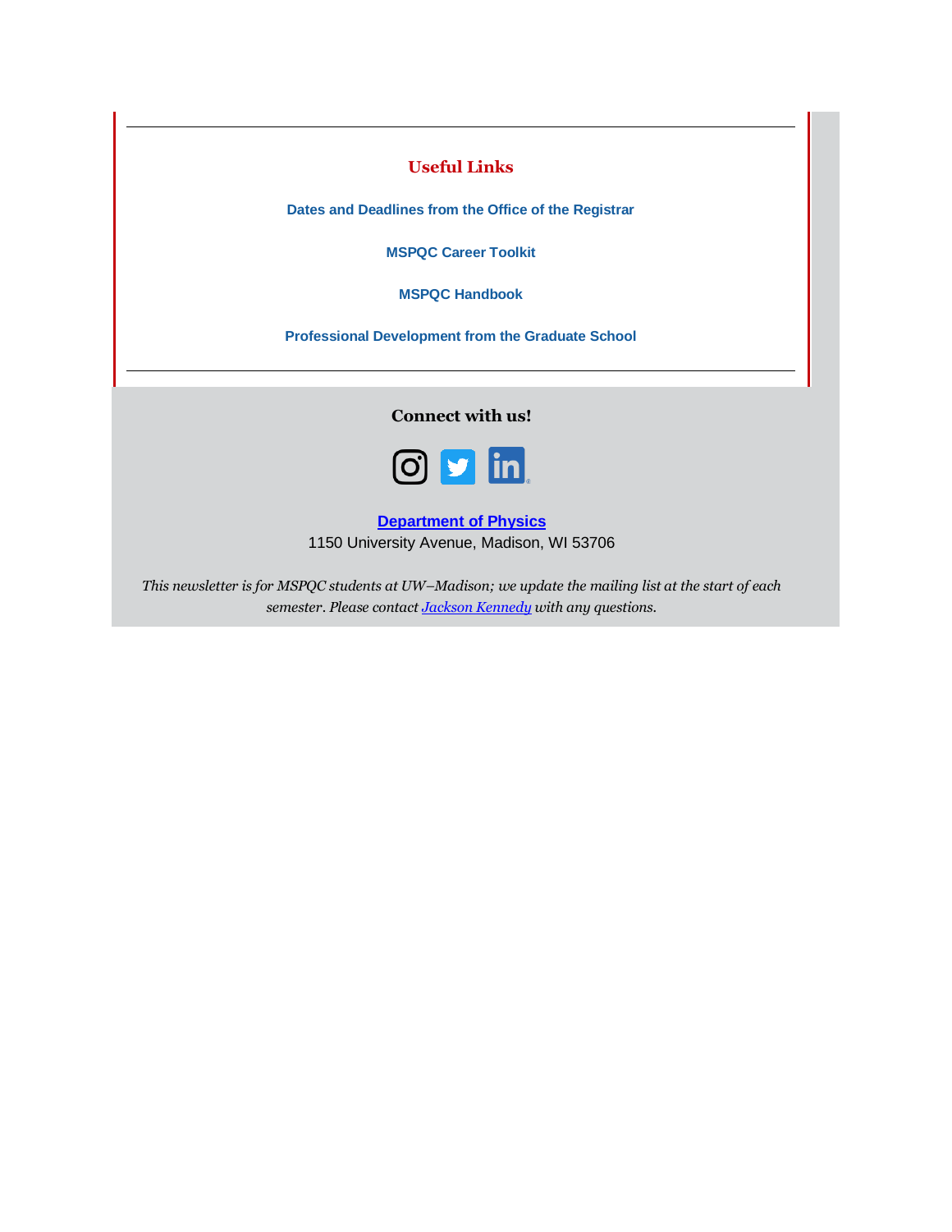---

## Useful Links

**Dates and Deadlines from the Office of the Registrar**

**MSPQC Career Toolkit**

**MSPQC Handbook**

**Professional Development from the Graduate School**

---

### Connect with us!

**Department of Physics**
1150 University Avenue, Madison, WI 53706

*This newsletter is for MSPQC students at UW–Madison; we update the mailing list at the start of each semester. Please contact Jackson Kennedy with any questions.*